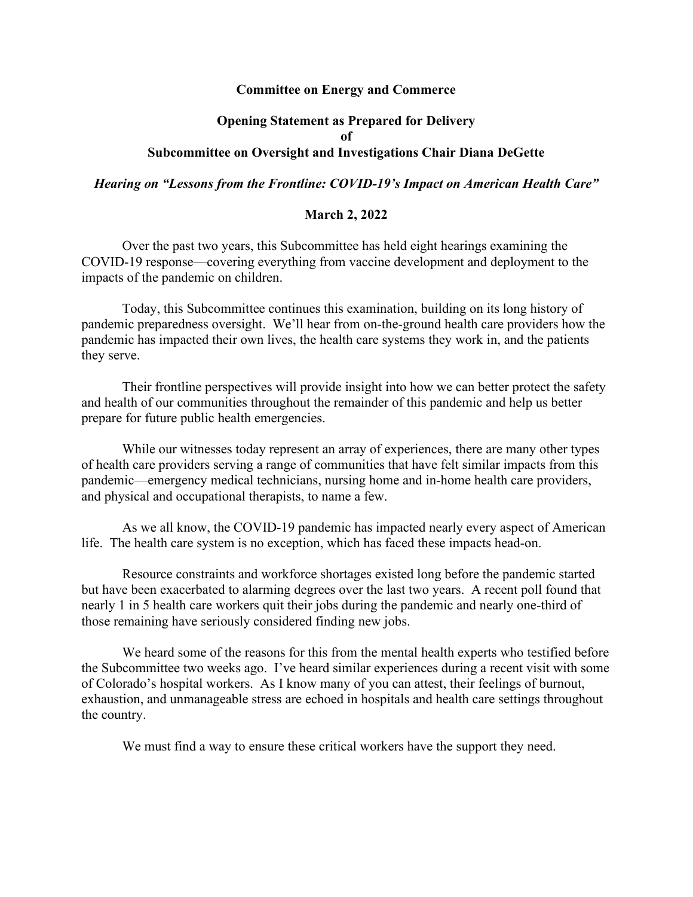**Committee on Energy and Commerce**

**Opening Statement as Prepared for Delivery**
**of**
**Subcommittee on Oversight and Investigations Chair Diana DeGette**

***Hearing on "Lessons from the Frontline: COVID-19's Impact on American Health Care"***

**March 2, 2022**

Over the past two years, this Subcommittee has held eight hearings examining the COVID-19 response—covering everything from vaccine development and deployment to the impacts of the pandemic on children.

Today, this Subcommittee continues this examination, building on its long history of pandemic preparedness oversight. We'll hear from on-the-ground health care providers how the pandemic has impacted their own lives, the health care systems they work in, and the patients they serve.

Their frontline perspectives will provide insight into how we can better protect the safety and health of our communities throughout the remainder of this pandemic and help us better prepare for future public health emergencies.

While our witnesses today represent an array of experiences, there are many other types of health care providers serving a range of communities that have felt similar impacts from this pandemic—emergency medical technicians, nursing home and in-home health care providers, and physical and occupational therapists, to name a few.

As we all know, the COVID-19 pandemic has impacted nearly every aspect of American life. The health care system is no exception, which has faced these impacts head-on.

Resource constraints and workforce shortages existed long before the pandemic started but have been exacerbated to alarming degrees over the last two years. A recent poll found that nearly 1 in 5 health care workers quit their jobs during the pandemic and nearly one-third of those remaining have seriously considered finding new jobs.

We heard some of the reasons for this from the mental health experts who testified before the Subcommittee two weeks ago. I've heard similar experiences during a recent visit with some of Colorado's hospital workers. As I know many of you can attest, their feelings of burnout, exhaustion, and unmanageable stress are echoed in hospitals and health care settings throughout the country.

We must find a way to ensure these critical workers have the support they need.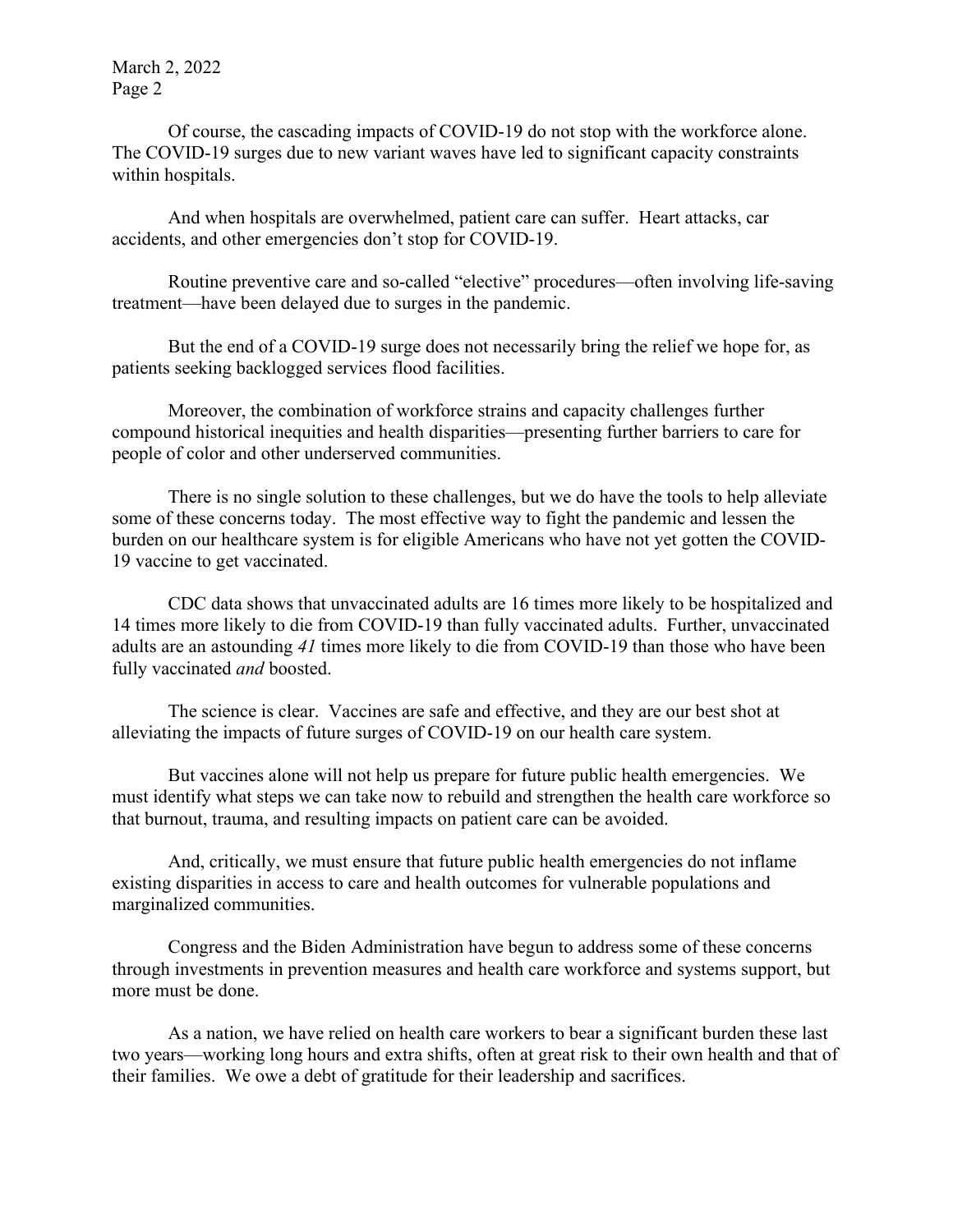Of course, the cascading impacts of COVID-19 do not stop with the workforce alone. The COVID-19 surges due to new variant waves have led to significant capacity constraints within hospitals.

And when hospitals are overwhelmed, patient care can suffer. Heart attacks, car accidents, and other emergencies don't stop for COVID-19.

Routine preventive care and so-called "elective" procedures—often involving life-saving treatment—have been delayed due to surges in the pandemic.

But the end of a COVID-19 surge does not necessarily bring the relief we hope for, as patients seeking backlogged services flood facilities.

Moreover, the combination of workforce strains and capacity challenges further compound historical inequities and health disparities—presenting further barriers to care for people of color and other underserved communities.

There is no single solution to these challenges, but we do have the tools to help alleviate some of these concerns today. The most effective way to fight the pandemic and lessen the burden on our healthcare system is for eligible Americans who have not yet gotten the COVID-19 vaccine to get vaccinated.

CDC data shows that unvaccinated adults are 16 times more likely to be hospitalized and 14 times more likely to die from COVID-19 than fully vaccinated adults. Further, unvaccinated adults are an astounding *41* times more likely to die from COVID-19 than those who have been fully vaccinated *and* boosted.

The science is clear. Vaccines are safe and effective, and they are our best shot at alleviating the impacts of future surges of COVID-19 on our health care system.

But vaccines alone will not help us prepare for future public health emergencies. We must identify what steps we can take now to rebuild and strengthen the health care workforce so that burnout, trauma, and resulting impacts on patient care can be avoided.

And, critically, we must ensure that future public health emergencies do not inflame existing disparities in access to care and health outcomes for vulnerable populations and marginalized communities.

Congress and the Biden Administration have begun to address some of these concerns through investments in prevention measures and health care workforce and systems support, but more must be done.

As a nation, we have relied on health care workers to bear a significant burden these last two years—working long hours and extra shifts, often at great risk to their own health and that of their families. We owe a debt of gratitude for their leadership and sacrifices.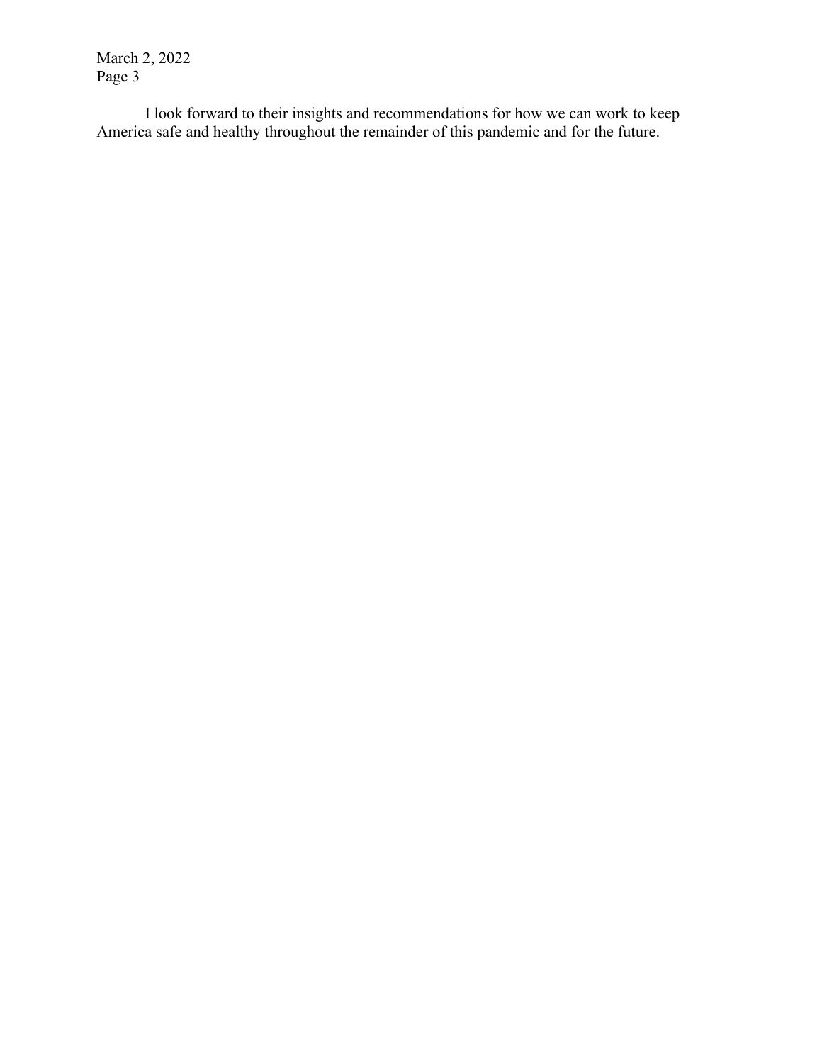I look forward to their insights and recommendations for how we can work to keep America safe and healthy throughout the remainder of this pandemic and for the future.